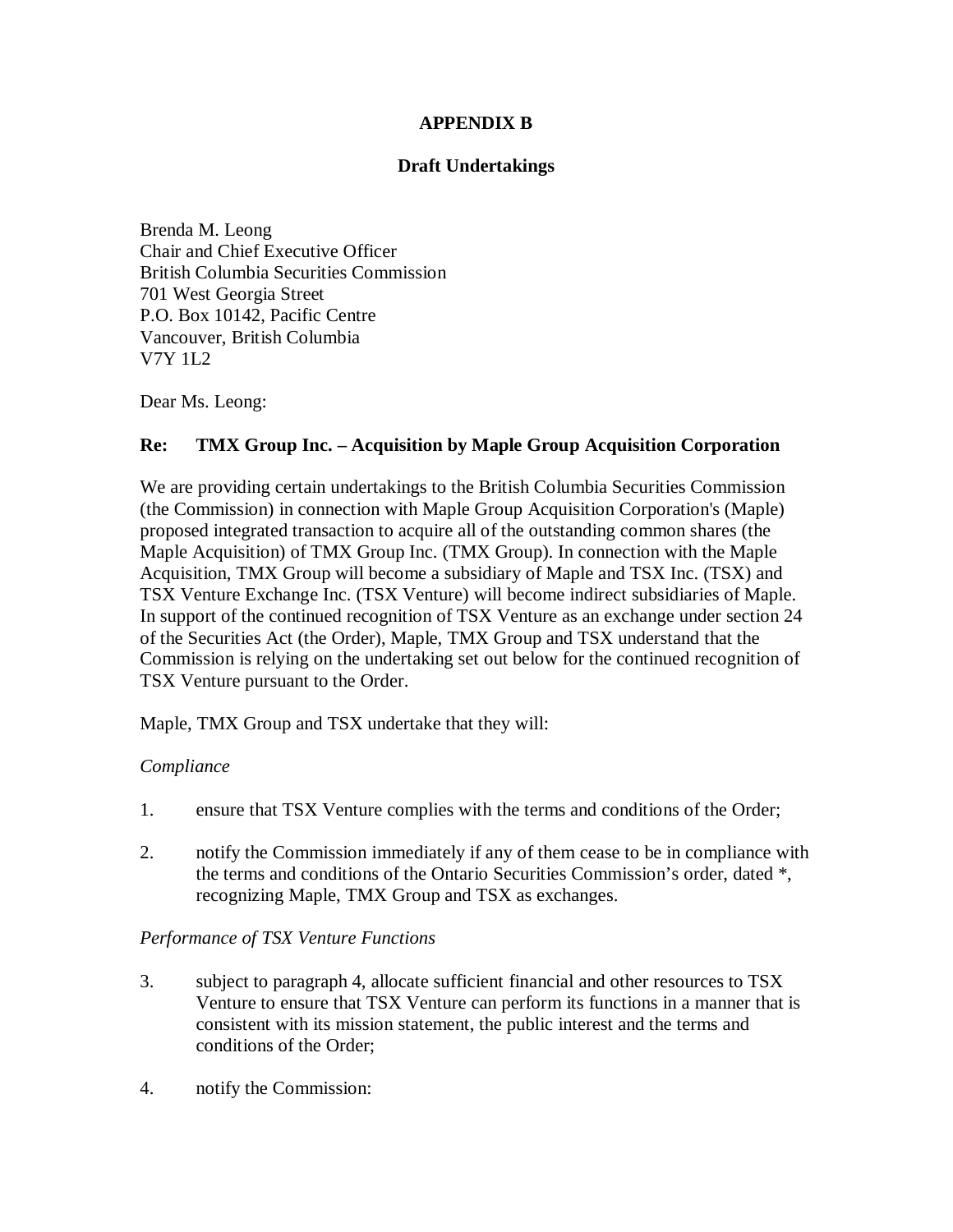## APPENDIX B

## Draft Undertakings

Brenda M. Leong
Chair and Chief Executive Officer
British Columbia Securities Commission
701 West Georgia Street
P.O. Box 10142, Pacific Centre
Vancouver, British Columbia
V7Y 1L2

Dear Ms. Leong:

**Re: TMX Group Inc. – Acquisition by Maple Group Acquisition Corporation**

We are providing certain undertakings to the British Columbia Securities Commission (the Commission) in connection with Maple Group Acquisition Corporation's (Maple) proposed integrated transaction to acquire all of the outstanding common shares (the Maple Acquisition) of TMX Group Inc. (TMX Group). In connection with the Maple Acquisition, TMX Group will become a subsidiary of Maple and TSX Inc. (TSX) and TSX Venture Exchange Inc. (TSX Venture) will become indirect subsidiaries of Maple. In support of the continued recognition of TSX Venture as an exchange under section 24 of the Securities Act (the Order), Maple, TMX Group and TSX understand that the Commission is relying on the undertaking set out below for the continued recognition of TSX Venture pursuant to the Order.

Maple, TMX Group and TSX undertake that they will:

*Compliance*

1. ensure that TSX Venture complies with the terms and conditions of the Order;

2. notify the Commission immediately if any of them cease to be in compliance with the terms and conditions of the Ontario Securities Commission's order, dated *, recognizing Maple, TMX Group and TSX as exchanges.

*Performance of TSX Venture Functions*

3. subject to paragraph 4, allocate sufficient financial and other resources to TSX Venture to ensure that TSX Venture can perform its functions in a manner that is consistent with its mission statement, the public interest and the terms and conditions of the Order;

4. notify the Commission: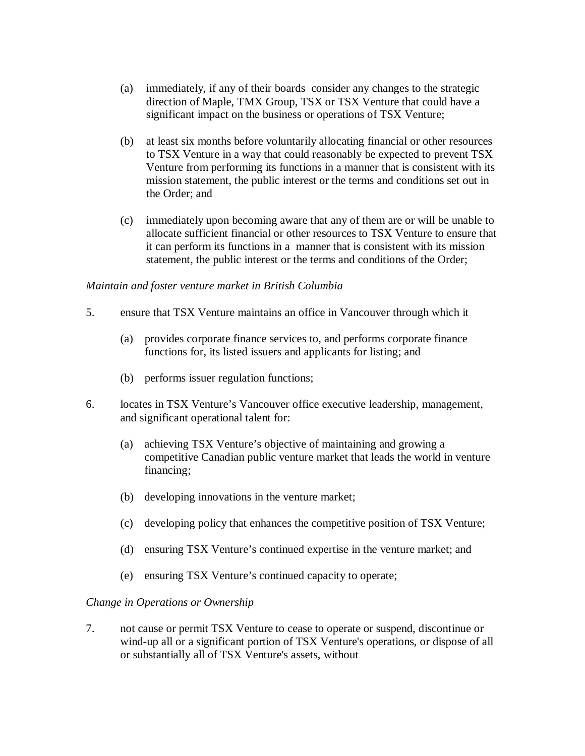(a) immediately, if any of their boards consider any changes to the strategic direction of Maple, TMX Group, TSX or TSX Venture that could have a significant impact on the business or operations of TSX Venture;

(b) at least six months before voluntarily allocating financial or other resources to TSX Venture in a way that could reasonably be expected to prevent TSX Venture from performing its functions in a manner that is consistent with its mission statement, the public interest or the terms and conditions set out in the Order; and

(c) immediately upon becoming aware that any of them are or will be unable to allocate sufficient financial or other resources to TSX Venture to ensure that it can perform its functions in a manner that is consistent with its mission statement, the public interest or the terms and conditions of the Order;

*Maintain and foster venture market in British Columbia*

5. ensure that TSX Venture maintains an office in Vancouver through which it

   (a) provides corporate finance services to, and performs corporate finance functions for, its listed issuers and applicants for listing; and

   (b) performs issuer regulation functions;

6. locates in TSX Venture's Vancouver office executive leadership, management, and significant operational talent for:

   (a) achieving TSX Venture's objective of maintaining and growing a competitive Canadian public venture market that leads the world in venture financing;

   (b) developing innovations in the venture market;

   (c) developing policy that enhances the competitive position of TSX Venture;

   (d) ensuring TSX Venture's continued expertise in the venture market; and

   (e) ensuring TSX Venture's continued capacity to operate;

*Change in Operations or Ownership*

7. not cause or permit TSX Venture to cease to operate or suspend, discontinue or wind-up all or a significant portion of TSX Venture's operations, or dispose of all or substantially all of TSX Venture's assets, without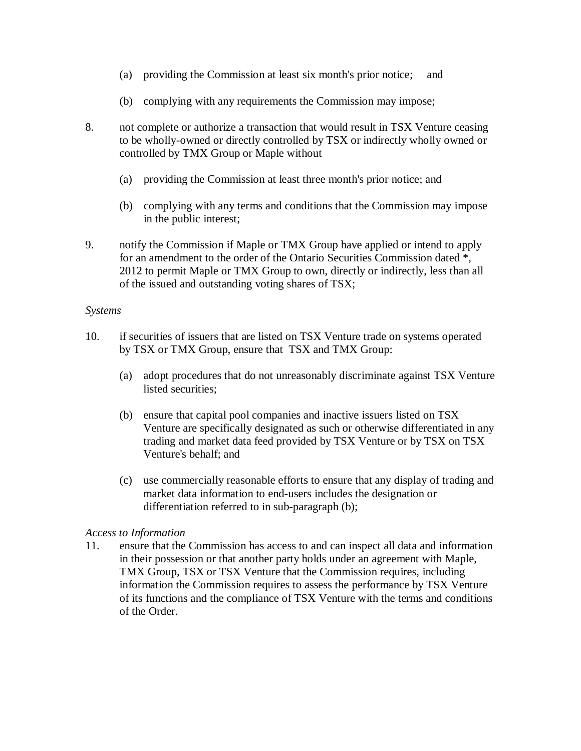(a) providing the Commission at least six month's prior notice; and

(b) complying with any requirements the Commission may impose;

8. not complete or authorize a transaction that would result in TSX Venture ceasing to be wholly-owned or directly controlled by TSX or indirectly wholly owned or controlled by TMX Group or Maple without

   (a) providing the Commission at least three month's prior notice; and

   (b) complying with any terms and conditions that the Commission may impose in the public interest;

9. notify the Commission if Maple or TMX Group have applied or intend to apply for an amendment to the order of the Ontario Securities Commission dated *, 2012 to permit Maple or TMX Group to own, directly or indirectly, less than all of the issued and outstanding voting shares of TSX;

*Systems*

10. if securities of issuers that are listed on TSX Venture trade on systems operated by TSX or TMX Group, ensure that TSX and TMX Group:

    (a) adopt procedures that do not unreasonably discriminate against TSX Venture listed securities;

    (b) ensure that capital pool companies and inactive issuers listed on TSX Venture are specifically designated as such or otherwise differentiated in any trading and market data feed provided by TSX Venture or by TSX on TSX Venture's behalf; and

    (c) use commercially reasonable efforts to ensure that any display of trading and market data information to end-users includes the designation or differentiation referred to in sub-paragraph (b);

*Access to Information*

11. ensure that the Commission has access to and can inspect all data and information in their possession or that another party holds under an agreement with Maple, TMX Group, TSX or TSX Venture that the Commission requires, including information the Commission requires to assess the performance by TSX Venture of its functions and the compliance of TSX Venture with the terms and conditions of the Order.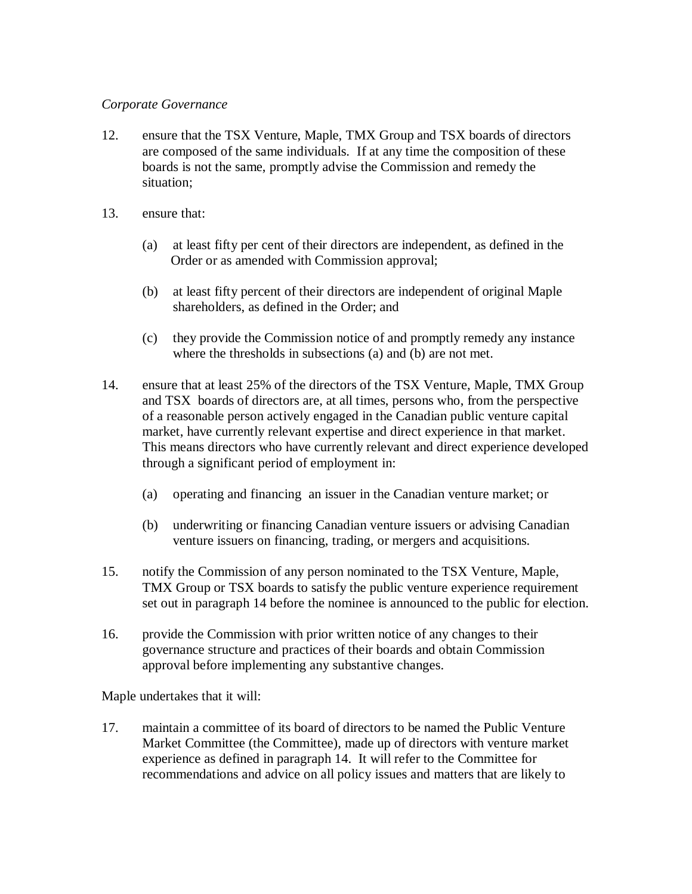*Corporate Governance*

12. ensure that the TSX Venture, Maple, TMX Group and TSX boards of directors are composed of the same individuals. If at any time the composition of these boards is not the same, promptly advise the Commission and remedy the situation;

13. ensure that:

    (a) at least fifty per cent of their directors are independent, as defined in the Order or as amended with Commission approval;

    (b) at least fifty percent of their directors are independent of original Maple shareholders, as defined in the Order; and

    (c) they provide the Commission notice of and promptly remedy any instance where the thresholds in subsections (a) and (b) are not met.

14. ensure that at least 25% of the directors of the TSX Venture, Maple, TMX Group and TSX boards of directors are, at all times, persons who, from the perspective of a reasonable person actively engaged in the Canadian public venture capital market, have currently relevant expertise and direct experience in that market. This means directors who have currently relevant and direct experience developed through a significant period of employment in:

    (a) operating and financing an issuer in the Canadian venture market; or

    (b) underwriting or financing Canadian venture issuers or advising Canadian venture issuers on financing, trading, or mergers and acquisitions.

15. notify the Commission of any person nominated to the TSX Venture, Maple, TMX Group or TSX boards to satisfy the public venture experience requirement set out in paragraph 14 before the nominee is announced to the public for election.

16. provide the Commission with prior written notice of any changes to their governance structure and practices of their boards and obtain Commission approval before implementing any substantive changes.

Maple undertakes that it will:

17. maintain a committee of its board of directors to be named the Public Venture Market Committee (the Committee), made up of directors with venture market experience as defined in paragraph 14. It will refer to the Committee for recommendations and advice on all policy issues and matters that are likely to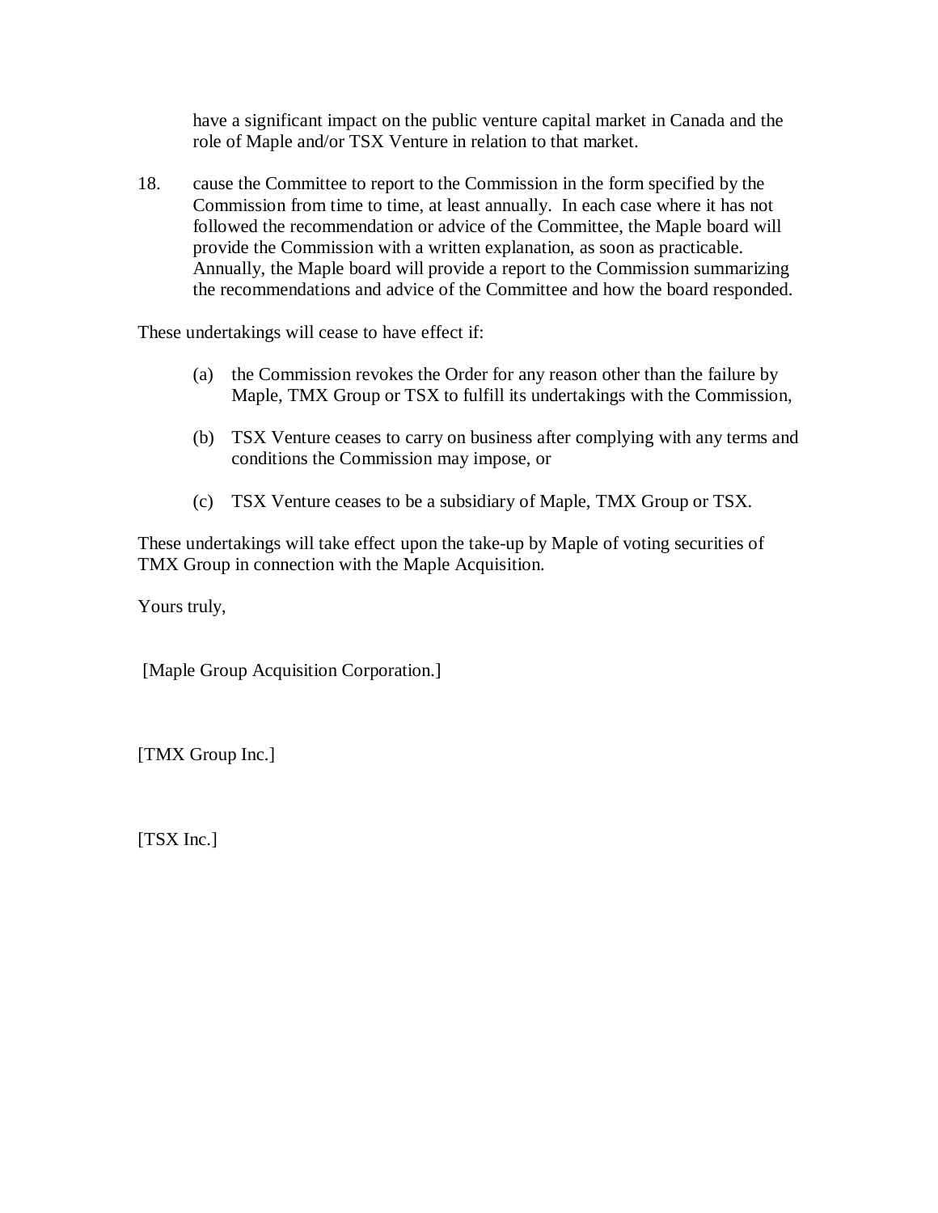have a significant impact on the public venture capital market in Canada and the role of Maple and/or TSX Venture in relation to that market.

18. cause the Committee to report to the Commission in the form specified by the Commission from time to time, at least annually. In each case where it has not followed the recommendation or advice of the Committee, the Maple board will provide the Commission with a written explanation, as soon as practicable. Annually, the Maple board will provide a report to the Commission summarizing the recommendations and advice of the Committee and how the board responded.

These undertakings will cease to have effect if:

(a) the Commission revokes the Order for any reason other than the failure by Maple, TMX Group or TSX to fulfill its undertakings with the Commission,

(b) TSX Venture ceases to carry on business after complying with any terms and conditions the Commission may impose, or

(c) TSX Venture ceases to be a subsidiary of Maple, TMX Group or TSX.

These undertakings will take effect upon the take-up by Maple of voting securities of TMX Group in connection with the Maple Acquisition.

Yours truly,

[Maple Group Acquisition Corporation.]

[TMX Group Inc.]

[TSX Inc.]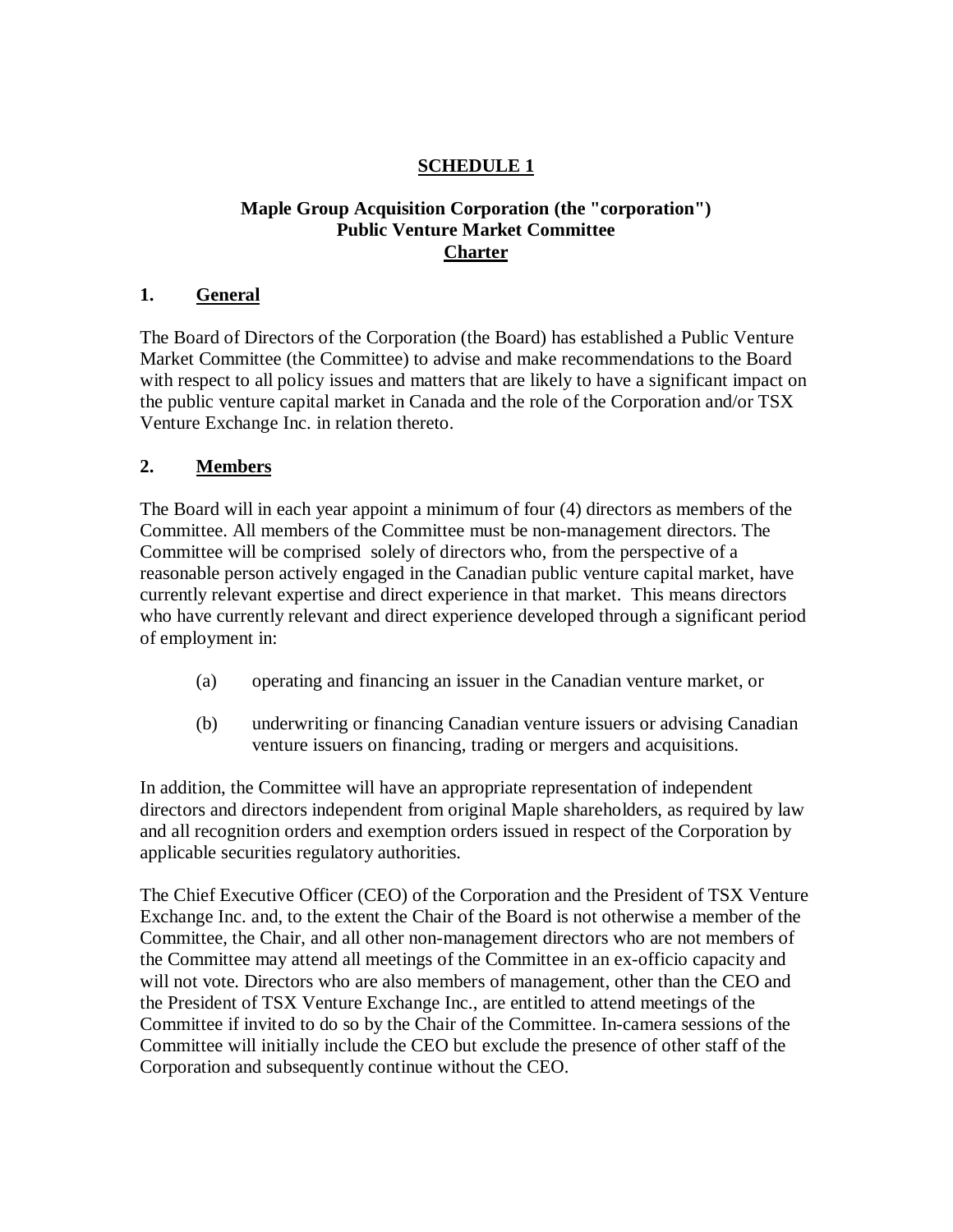**SCHEDULE 1**

**Maple Group Acquisition Corporation (the "corporation")**
**Public Venture Market Committee**
**Charter**

## 1. General

The Board of Directors of the Corporation (the Board) has established a Public Venture Market Committee (the Committee) to advise and make recommendations to the Board with respect to all policy issues and matters that are likely to have a significant impact on the public venture capital market in Canada and the role of the Corporation and/or TSX Venture Exchange Inc. in relation thereto.

## 2. Members

The Board will in each year appoint a minimum of four (4) directors as members of the Committee. All members of the Committee must be non-management directors. The Committee will be comprised solely of directors who, from the perspective of a reasonable person actively engaged in the Canadian public venture capital market, have currently relevant expertise and direct experience in that market. This means directors who have currently relevant and direct experience developed through a significant period of employment in:

(a) operating and financing an issuer in the Canadian venture market, or

(b) underwriting or financing Canadian venture issuers or advising Canadian venture issuers on financing, trading or mergers and acquisitions.

In addition, the Committee will have an appropriate representation of independent directors and directors independent from original Maple shareholders, as required by law and all recognition orders and exemption orders issued in respect of the Corporation by applicable securities regulatory authorities.

The Chief Executive Officer (CEO) of the Corporation and the President of TSX Venture Exchange Inc. and, to the extent the Chair of the Board is not otherwise a member of the Committee, the Chair, and all other non-management directors who are not members of the Committee may attend all meetings of the Committee in an ex-officio capacity and will not vote. Directors who are also members of management, other than the CEO and the President of TSX Venture Exchange Inc., are entitled to attend meetings of the Committee if invited to do so by the Chair of the Committee. In-camera sessions of the Committee will initially include the CEO but exclude the presence of other staff of the Corporation and subsequently continue without the CEO.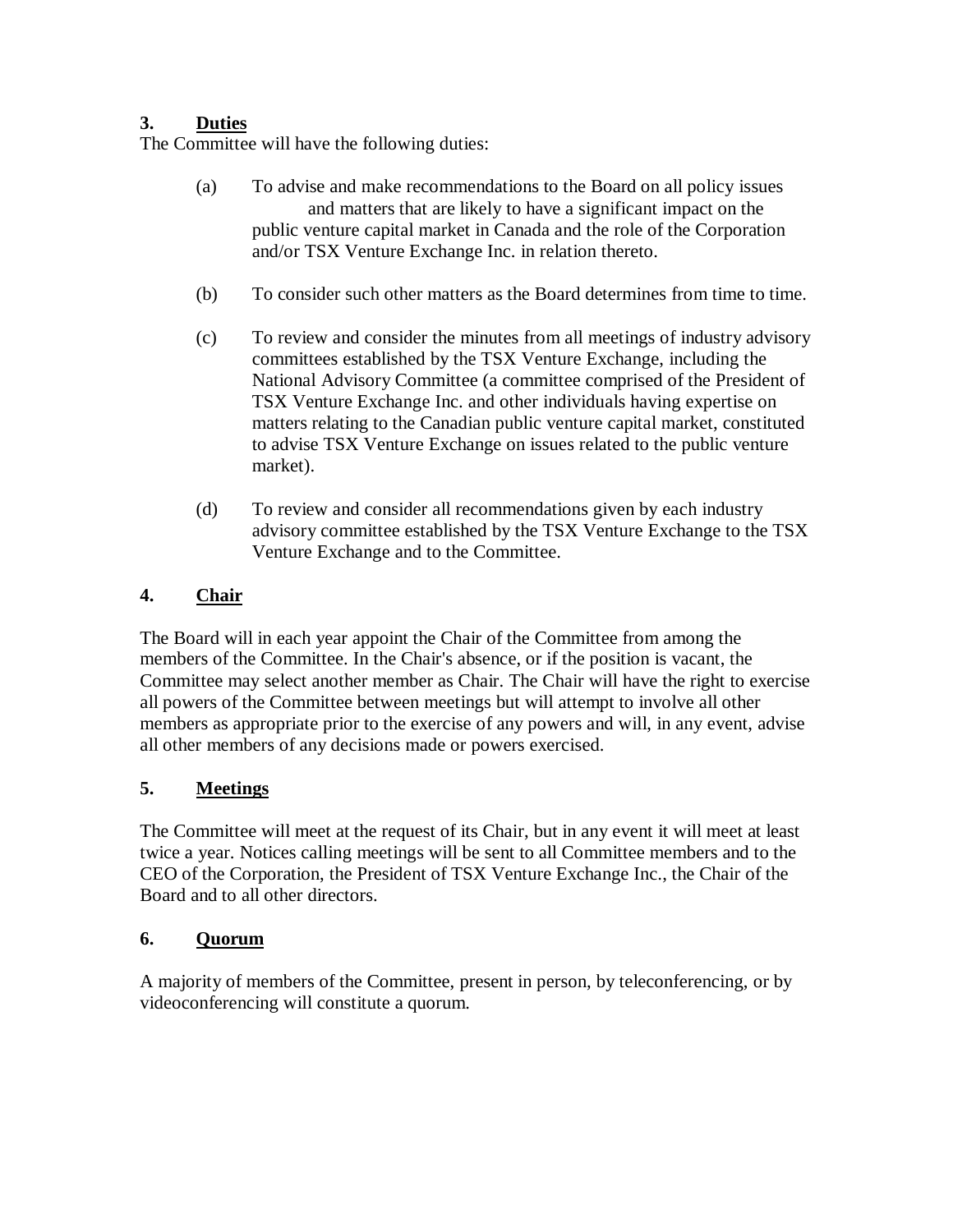## 3. Duties

The Committee will have the following duties:

(a) To advise and make recommendations to the Board on all policy issues and matters that are likely to have a significant impact on the public venture capital market in Canada and the role of the Corporation and/or TSX Venture Exchange Inc. in relation thereto.

(b) To consider such other matters as the Board determines from time to time.

(c) To review and consider the minutes from all meetings of industry advisory committees established by the TSX Venture Exchange, including the National Advisory Committee (a committee comprised of the President of TSX Venture Exchange Inc. and other individuals having expertise on matters relating to the Canadian public venture capital market, constituted to advise TSX Venture Exchange on issues related to the public venture market).

(d) To review and consider all recommendations given by each industry advisory committee established by the TSX Venture Exchange to the TSX Venture Exchange and to the Committee.

## 4. Chair

The Board will in each year appoint the Chair of the Committee from among the members of the Committee. In the Chair's absence, or if the position is vacant, the Committee may select another member as Chair. The Chair will have the right to exercise all powers of the Committee between meetings but will attempt to involve all other members as appropriate prior to the exercise of any powers and will, in any event, advise all other members of any decisions made or powers exercised.

## 5. Meetings

The Committee will meet at the request of its Chair, but in any event it will meet at least twice a year. Notices calling meetings will be sent to all Committee members and to the CEO of the Corporation, the President of TSX Venture Exchange Inc., the Chair of the Board and to all other directors.

## 6. Quorum

A majority of members of the Committee, present in person, by teleconferencing, or by videoconferencing will constitute a quorum.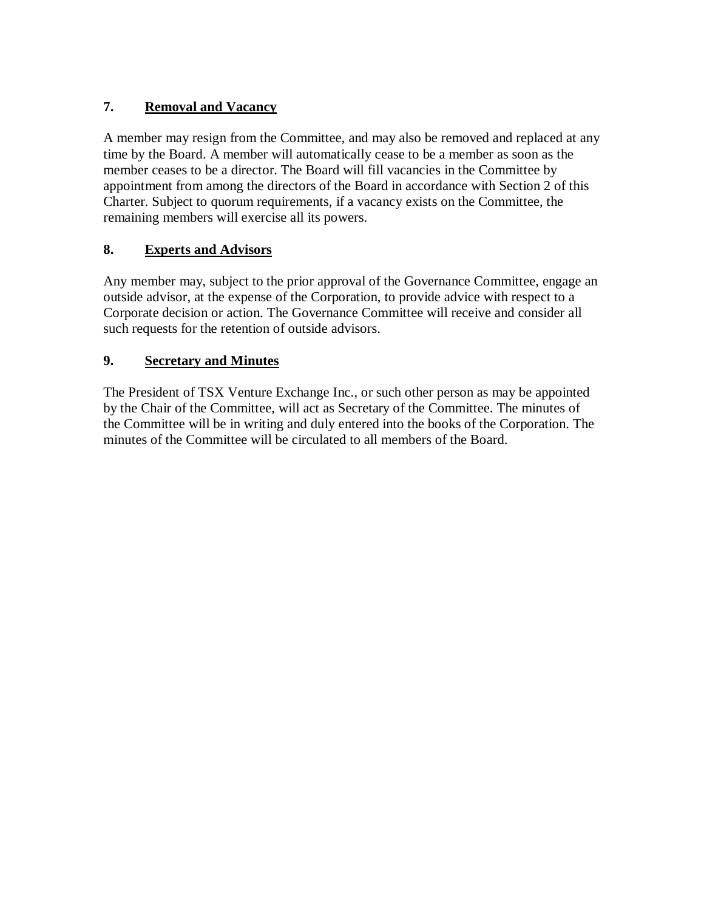## 7. <u>Removal and Vacancy</u>

A member may resign from the Committee, and may also be removed and replaced at any time by the Board. A member will automatically cease to be a member as soon as the member ceases to be a director. The Board will fill vacancies in the Committee by appointment from among the directors of the Board in accordance with Section 2 of this Charter. Subject to quorum requirements, if a vacancy exists on the Committee, the remaining members will exercise all its powers.

## 8. <u>Experts and Advisors</u>

Any member may, subject to the prior approval of the Governance Committee, engage an outside advisor, at the expense of the Corporation, to provide advice with respect to a Corporate decision or action. The Governance Committee will receive and consider all such requests for the retention of outside advisors.

## 9. <u>Secretary and Minutes</u>

The President of TSX Venture Exchange Inc., or such other person as may be appointed by the Chair of the Committee, will act as Secretary of the Committee. The minutes of the Committee will be in writing and duly entered into the books of the Corporation. The minutes of the Committee will be circulated to all members of the Board.